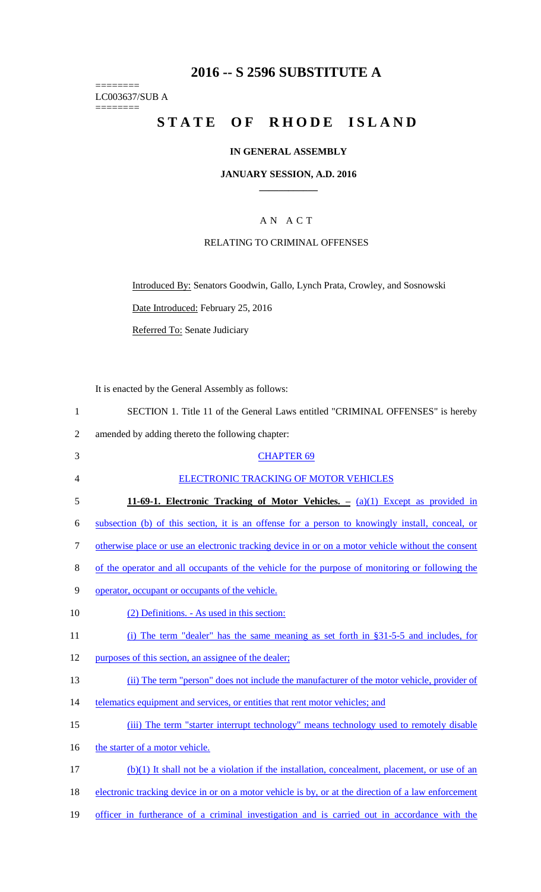# 2016 -- S 2596 SUBSTITUTE A

========
LC003637/SUB A
========

# STATE OF RHODE ISLAND

**IN GENERAL ASSEMBLY**

**JANUARY SESSION, A.D. 2016**

A N A C T

RELATING TO CRIMINAL OFFENSES

Introduced By: Senators Goodwin, Gallo, Lynch Prata, Crowley, and Sosnowski

Date Introduced: February 25, 2016

Referred To: Senate Judiciary

It is enacted by the General Assembly as follows:

1 SECTION 1. Title 11 of the General Laws entitled "CRIMINAL OFFENSES" is hereby
2 amended by adding thereto the following chapter:

3 CHAPTER 69

4 ELECTRONIC TRACKING OF MOTOR VEHICLES

5 **11-69-1. Electronic Tracking of Motor Vehicles. –** (a)(1) Except as provided in
6 subsection (b) of this section, it is an offense for a person to knowingly install, conceal, or
7 otherwise place or use an electronic tracking device in or on a motor vehicle without the consent
8 of the operator and all occupants of the vehicle for the purpose of monitoring or following the
9 operator, occupant or occupants of the vehicle.

10 (2) Definitions. - As used in this section:

11 (i) The term "dealer" has the same meaning as set forth in §31-5-5 and includes, for
12 purposes of this section, an assignee of the dealer;

13 (ii) The term "person" does not include the manufacturer of the motor vehicle, provider of
14 telematics equipment and services, or entities that rent motor vehicles; and

15 (iii) The term "starter interrupt technology" means technology used to remotely disable
16 the starter of a motor vehicle.

17 (b)(1) It shall not be a violation if the installation, concealment, placement, or use of an
18 electronic tracking device in or on a motor vehicle is by, or at the direction of a law enforcement
19 officer in furtherance of a criminal investigation and is carried out in accordance with the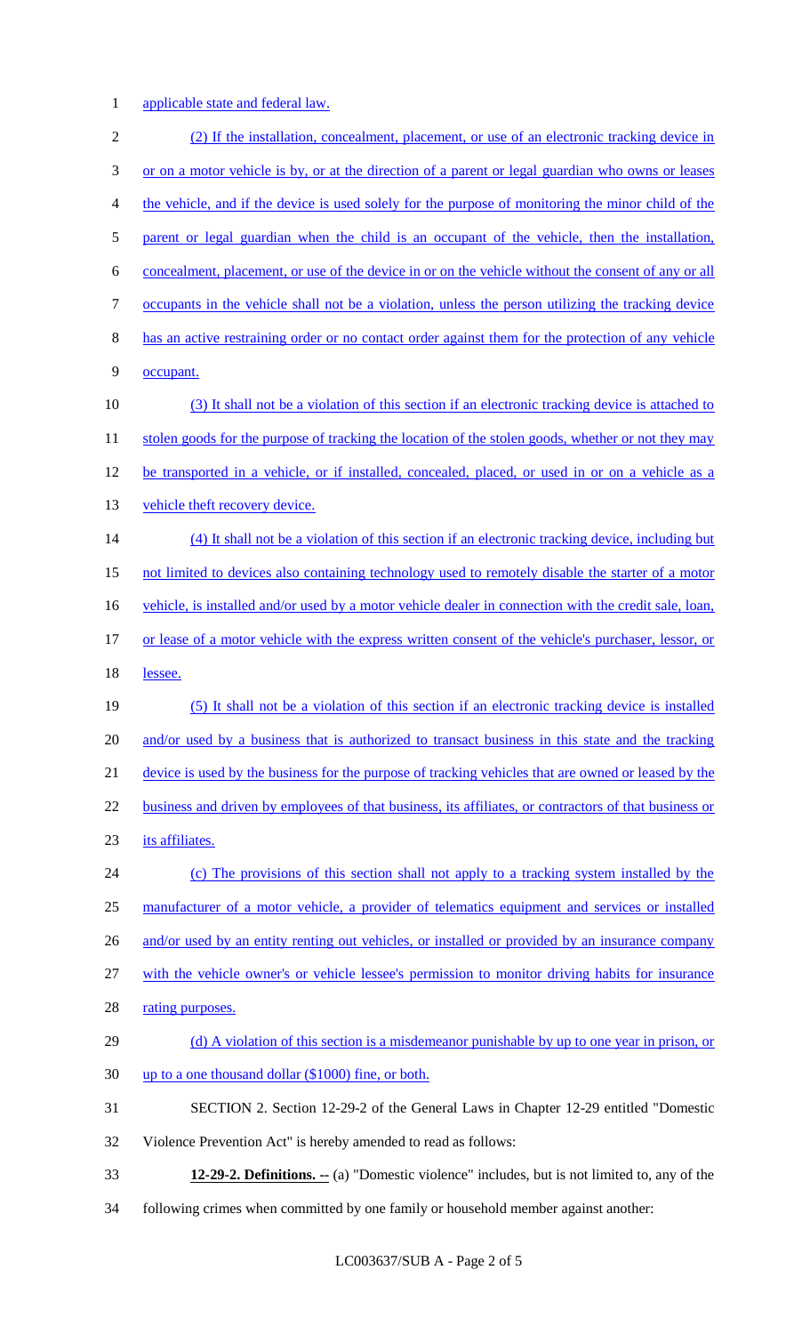applicable state and federal law.

(2) If the installation, concealment, placement, or use of an electronic tracking device in or on a motor vehicle is by, or at the direction of a parent or legal guardian who owns or leases the vehicle, and if the device is used solely for the purpose of monitoring the minor child of the parent or legal guardian when the child is an occupant of the vehicle, then the installation, concealment, placement, or use of the device in or on the vehicle without the consent of any or all occupants in the vehicle shall not be a violation, unless the person utilizing the tracking device has an active restraining order or no contact order against them for the protection of any vehicle occupant.

(3) It shall not be a violation of this section if an electronic tracking device is attached to stolen goods for the purpose of tracking the location of the stolen goods, whether or not they may be transported in a vehicle, or if installed, concealed, placed, or used in or on a vehicle as a vehicle theft recovery device.

(4) It shall not be a violation of this section if an electronic tracking device, including but not limited to devices also containing technology used to remotely disable the starter of a motor vehicle, is installed and/or used by a motor vehicle dealer in connection with the credit sale, loan, or lease of a motor vehicle with the express written consent of the vehicle's purchaser, lessor, or lessee.

(5) It shall not be a violation of this section if an electronic tracking device is installed and/or used by a business that is authorized to transact business in this state and the tracking device is used by the business for the purpose of tracking vehicles that are owned or leased by the business and driven by employees of that business, its affiliates, or contractors of that business or its affiliates.

(c) The provisions of this section shall not apply to a tracking system installed by the manufacturer of a motor vehicle, a provider of telematics equipment and services or installed and/or used by an entity renting out vehicles, or installed or provided by an insurance company with the vehicle owner's or vehicle lessee's permission to monitor driving habits for insurance rating purposes.

(d) A violation of this section is a misdemeanor punishable by up to one year in prison, or up to a one thousand dollar ($1000) fine, or both.

SECTION 2. Section 12-29-2 of the General Laws in Chapter 12-29 entitled "Domestic Violence Prevention Act" is hereby amended to read as follows:

**12-29-2. Definitions. --** (a) "Domestic violence" includes, but is not limited to, any of the following crimes when committed by one family or household member against another: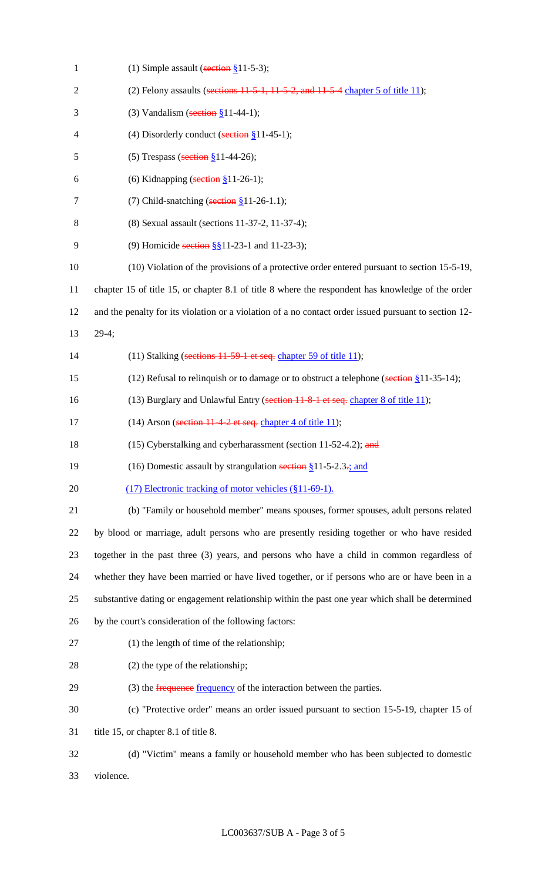(1) Simple assault (~~section~~ §11-5-3);

(2) Felony assaults (~~sections 11-5-1, 11-5-2, and 11-5-4~~ chapter 5 of title 11);

(3) Vandalism (~~section~~ §11-44-1);

(4) Disorderly conduct (~~section~~ §11-45-1);

(5) Trespass (~~section~~ §11-44-26);

(6) Kidnapping (~~section~~ §11-26-1);

(7) Child-snatching (~~section~~ §11-26-1.1);

(8) Sexual assault (sections 11-37-2, 11-37-4);

(9) Homicide ~~section~~ §§11-23-1 and 11-23-3);

(10) Violation of the provisions of a protective order entered pursuant to section 15-5-19, chapter 15 of title 15, or chapter 8.1 of title 8 where the respondent has knowledge of the order and the penalty for its violation or a violation of a no contact order issued pursuant to section 12-29-4;

(11) Stalking (~~sections 11-59-1 et seq.~~ chapter 59 of title 11);

(12) Refusal to relinquish or to damage or to obstruct a telephone (~~section~~ §11-35-14);

(13) Burglary and Unlawful Entry (~~section 11-8-1 et seq.~~ chapter 8 of title 11);

(14) Arson (~~section 11-4-2 et seq.~~ chapter 4 of title 11);

(15) Cyberstalking and cyberharassment (section 11-52-4.2); ~~and~~

(16) Domestic assault by strangulation ~~section~~ §11-5-2.3~~.~~; and

(17) Electronic tracking of motor vehicles (§11-69-1).

(b) "Family or household member" means spouses, former spouses, adult persons related by blood or marriage, adult persons who are presently residing together or who have resided together in the past three (3) years, and persons who have a child in common regardless of whether they have been married or have lived together, or if persons who are or have been in a substantive dating or engagement relationship within the past one year which shall be determined by the court's consideration of the following factors:

(1) the length of time of the relationship;

(2) the type of the relationship;

(3) the ~~frequence~~ frequency of the interaction between the parties.

(c) "Protective order" means an order issued pursuant to section 15-5-19, chapter 15 of title 15, or chapter 8.1 of title 8.

(d) "Victim" means a family or household member who has been subjected to domestic violence.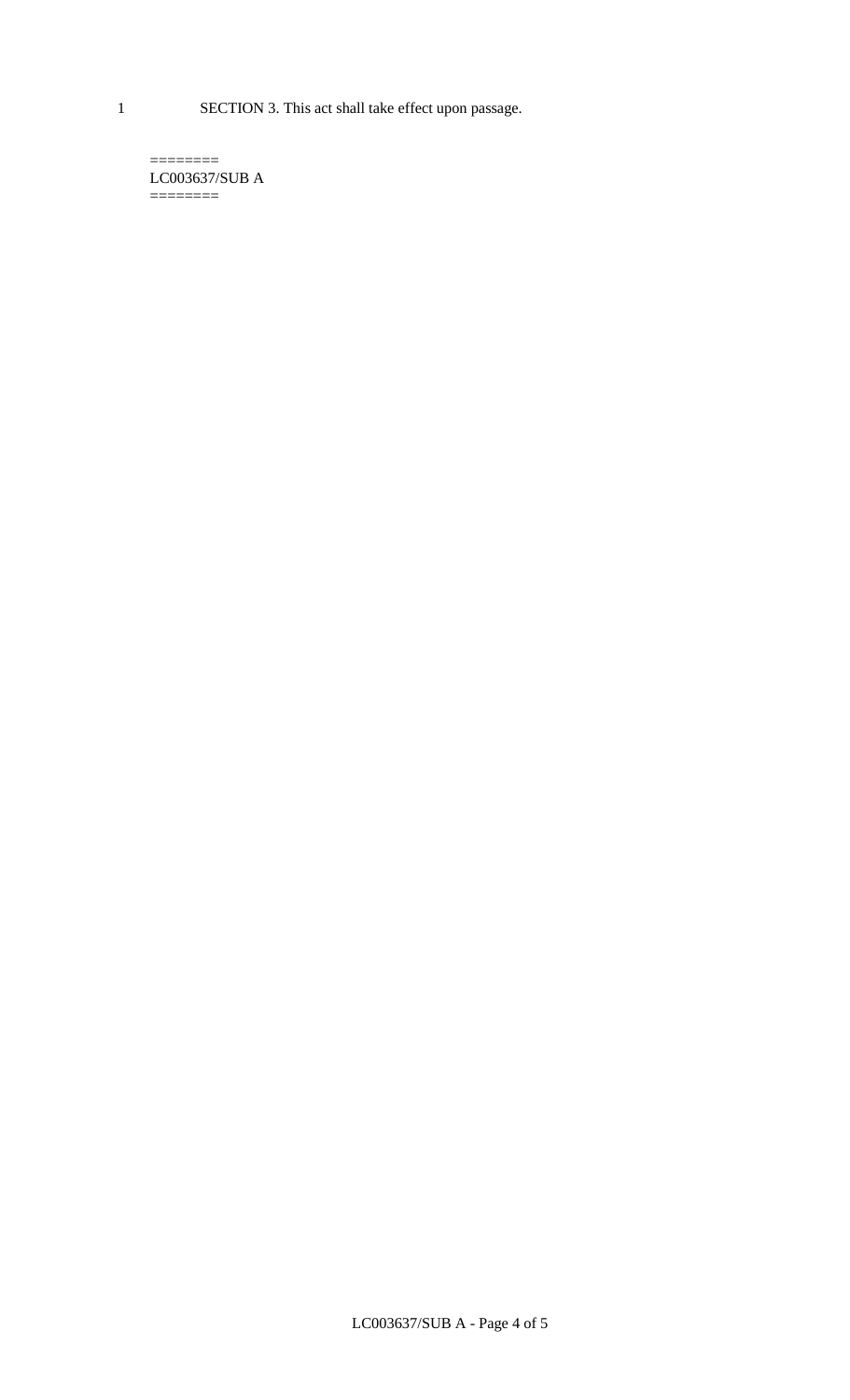SECTION 3. This act shall take effect upon passage.

========
LC003637/SUB A
========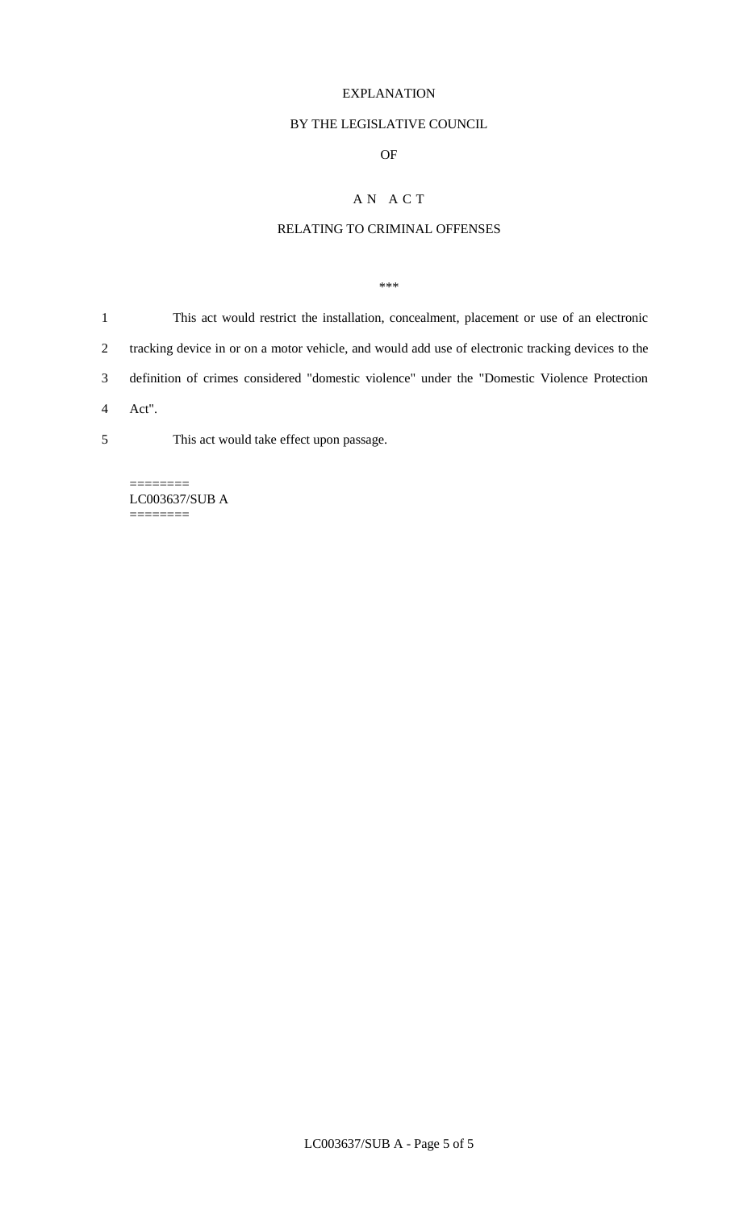EXPLANATION

BY THE LEGISLATIVE COUNCIL

OF

A N A C T

RELATING TO CRIMINAL OFFENSES

\*\*\*

This act would restrict the installation, concealment, placement or use of an electronic tracking device in or on a motor vehicle, and would add use of electronic tracking devices to the definition of crimes considered "domestic violence" under the "Domestic Violence Protection Act".

This act would take effect upon passage.

========
LC003637/SUB A
========